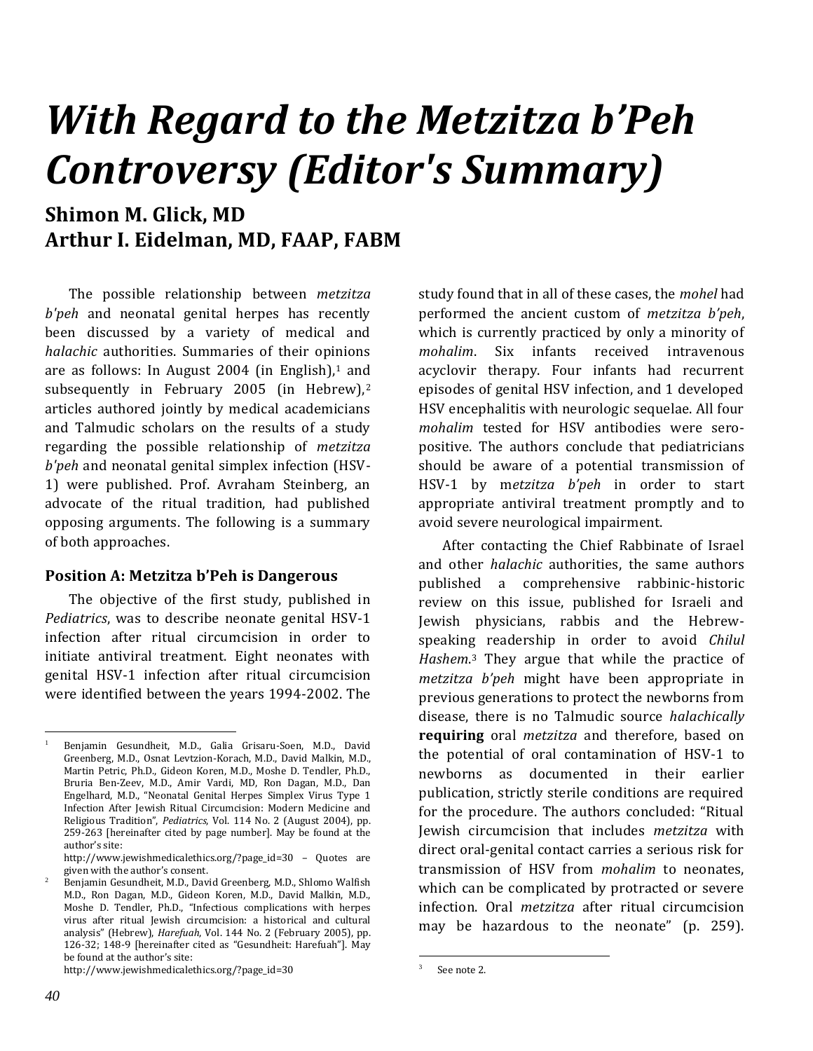# *With Regard to the Metzitza b'Peh Controversy (Editor's Summary)*

**Shimon M. Glick, MD**
**Arthur I. Eidelman, MD, FAAP, FABM**

The possible relationship between *metzitza b'peh* and neonatal genital herpes has recently been discussed by a variety of medical and *halachic* authorities. Summaries of their opinions are as follows: In August 2004 (in English),[1] and subsequently in February 2005 (in Hebrew),[2] articles authored jointly by medical academicians and Talmudic scholars on the results of a study regarding the possible relationship of *metzitza b'peh* and neonatal genital simplex infection (HSV-1) were published. Prof. Avraham Steinberg, an advocate of the ritual tradition, had published opposing arguments. The following is a summary of both approaches.

### Position A: Metzitza b'Peh is Dangerous

The objective of the first study, published in *Pediatrics*, was to describe neonate genital HSV-1 infection after ritual circumcision in order to initiate antiviral treatment. Eight neonates with genital HSV-1 infection after ritual circumcision were identified between the years 1994-2002. The study found that in all of these cases, the *mohel* had performed the ancient custom of *metzitza b'peh*, which is currently practiced by only a minority of *mohalim*. Six infants received intravenous acyclovir therapy. Four infants had recurrent episodes of genital HSV infection, and 1 developed HSV encephalitis with neurologic sequelae. All four *mohalim* tested for HSV antibodies were sero-positive. The authors conclude that pediatricians should be aware of a potential transmission of HSV-1 by m*etzitza b'peh* in order to start appropriate antiviral treatment promptly and to avoid severe neurological impairment.

After contacting the Chief Rabbinate of Israel and other *halachic* authorities, the same authors published a comprehensive rabbinic-historic review on this issue, published for Israeli and Jewish physicians, rabbis and the Hebrew-speaking readership in order to avoid *Chilul Hashem*.[3] They argue that while the practice of *metzitza b'peh* might have been appropriate in previous generations to protect the newborns from disease, there is no Talmudic source *halachically* **requiring** oral *metzitza* and therefore, based on the potential of oral contamination of HSV-1 to newborns as documented in their earlier publication, strictly sterile conditions are required for the procedure. The authors concluded: "Ritual Jewish circumcision that includes *metzitza* with direct oral-genital contact carries a serious risk for transmission of HSV from *mohalim* to neonates, which can be complicated by protracted or severe infection. Oral *metzitza* after ritual circumcision may be hazardous to the neonate" (p. 259).

---

[1] Benjamin Gesundheit, M.D., Galia Grisaru-Soen, M.D., David Greenberg, M.D., Osnat Levtzion-Korach, M.D., David Malkin, M.D., Martin Petric, Ph.D., Gideon Koren, M.D., Moshe D. Tendler, Ph.D., Bruria Ben-Zeev, M.D., Amir Vardi, MD, Ron Dagan, M.D., Dan Engelhard, M.D., "Neonatal Genital Herpes Simplex Virus Type 1 Infection After Jewish Ritual Circumcision: Modern Medicine and Religious Tradition", *Pediatrics*, Vol. 114 No. 2 (August 2004), pp. 259-263 [hereinafter cited by page number]. May be found at the author's site: http://www.jewishmedicalethics.org/?page_id=30 – Quotes are given with the author's consent.

[2] Benjamin Gesundheit, M.D., David Greenberg, M.D., Shlomo Walfish M.D., Ron Dagan, M.D., Gideon Koren, M.D., David Malkin, M.D., Moshe D. Tendler, Ph.D., "Infectious complications with herpes virus after ritual Jewish circumcision: a historical and cultural analysis" (Hebrew), *Harefuah*, Vol. 144 No. 2 (February 2005), pp. 126-32; 148-9 [hereinafter cited as "Gesundheit: Harefuah"]. May be found at the author's site: http://www.jewishmedicalethics.org/?page_id=30

[3] See note 2.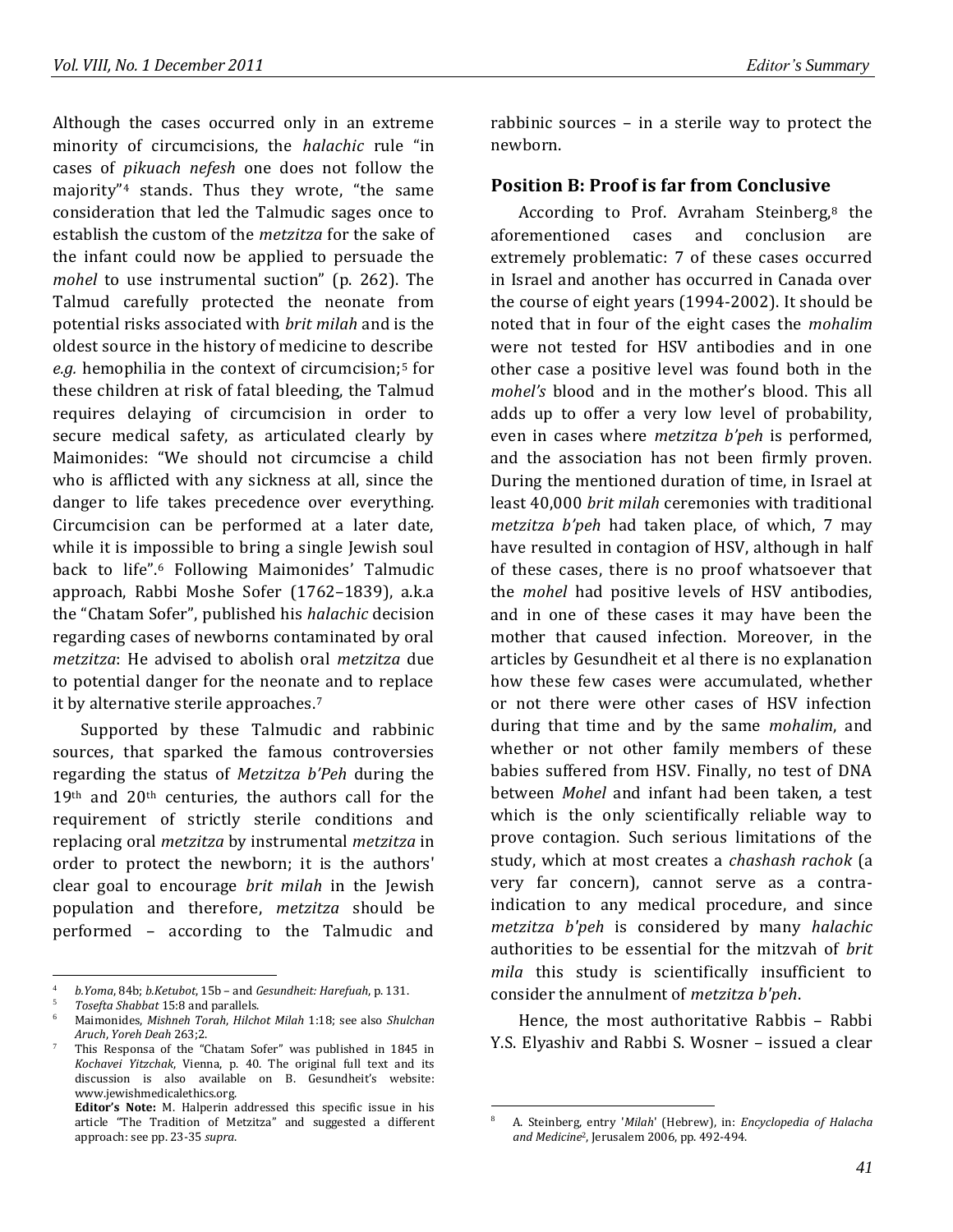Although the cases occurred only in an extreme minority of circumcisions, the *halachic* rule "in cases of *pikuach nefesh* one does not follow the majority"[4] stands. Thus they wrote, "the same consideration that led the Talmudic sages once to establish the custom of the *metzitza* for the sake of the infant could now be applied to persuade the *mohel* to use instrumental suction" (p. 262). The Talmud carefully protected the neonate from potential risks associated with *brit milah* and is the oldest source in the history of medicine to describe *e.g.* hemophilia in the context of circumcision;[5] for these children at risk of fatal bleeding, the Talmud requires delaying of circumcision in order to secure medical safety, as articulated clearly by Maimonides: "We should not circumcise a child who is afflicted with any sickness at all, since the danger to life takes precedence over everything. Circumcision can be performed at a later date, while it is impossible to bring a single Jewish soul back to life".[6] Following Maimonides' Talmudic approach, Rabbi Moshe Sofer (1762–1839), a.k.a the "Chatam Sofer", published his *halachic* decision regarding cases of newborns contaminated by oral *metzitza*: He advised to abolish oral *metzitza* due to potential danger for the neonate and to replace it by alternative sterile approaches.[7]

Supported by these Talmudic and rabbinic sources, that sparked the famous controversies regarding the status of *Metzitza b'Peh* during the 19th and 20th centuries, the authors call for the requirement of strictly sterile conditions and replacing oral *metzitza* by instrumental *metzitza* in order to protect the newborn; it is the authors' clear goal to encourage *brit milah* in the Jewish population and therefore, *metzitza* should be performed – according to the Talmudic and rabbinic sources – in a sterile way to protect the newborn.

### Position B: Proof is far from Conclusive

According to Prof. Avraham Steinberg,[8] the aforementioned cases and conclusion are extremely problematic: 7 of these cases occurred in Israel and another has occurred in Canada over the course of eight years (1994-2002). It should be noted that in four of the eight cases the *mohalim* were not tested for HSV antibodies and in one other case a positive level was found both in the *mohel's* blood and in the mother's blood. This all adds up to offer a very low level of probability, even in cases where *metzitza b'peh* is performed, and the association has not been firmly proven. During the mentioned duration of time, in Israel at least 40,000 *brit milah* ceremonies with traditional *metzitza b'peh* had taken place, of which, 7 may have resulted in contagion of HSV, although in half of these cases, there is no proof whatsoever that the *mohel* had positive levels of HSV antibodies, and in one of these cases it may have been the mother that caused infection. Moreover, in the articles by Gesundheit et al there is no explanation how these few cases were accumulated, whether or not there were other cases of HSV infection during that time and by the same *mohalim*, and whether or not other family members of these babies suffered from HSV. Finally, no test of DNA between *Mohel* and infant had been taken, a test which is the only scientifically reliable way to prove contagion. Such serious limitations of the study, which at most creates a *chashash rachok* (a very far concern), cannot serve as a contra-indication to any medical procedure, and since *metzitza b'peh* is considered by many *halachic* authorities to be essential for the mitzvah of *brit mila* this study is scientifically insufficient to consider the annulment of *metzitza b'peh*.

Hence, the most authoritative Rabbis – Rabbi Y.S. Elyashiv and Rabbi S. Wosner – issued a clear

---

[4] *b.Yoma*, 84b; *b.Ketubot*, 15b – and *Gesundheit: Harefuah*, p. 131.

[5] *Tosefta Shabbat* 15:8 and parallels.

[6] Maimonides, *Mishneh Torah*, *Hilchot Milah* 1:18; see also *Shulchan Aruch*, *Yoreh Deah* 263;2.

[7] This Responsa of the "Chatam Sofer" was published in 1845 in *Kochavei Yitzchak*, Vienna, p. 40. The original full text and its discussion is also available on B. Gesundheit's website: www.jewishmedicalethics.org.
**Editor's Note:** M. Halperin addressed this specific issue in his article "The Tradition of Metzitza" and suggested a different approach: see pp. 23-35 *supra*.

[8] A. Steinberg, entry '*Milah*' (Hebrew), in: *Encyclopedia of Halacha and Medicine*², Jerusalem 2006, pp. 492-494.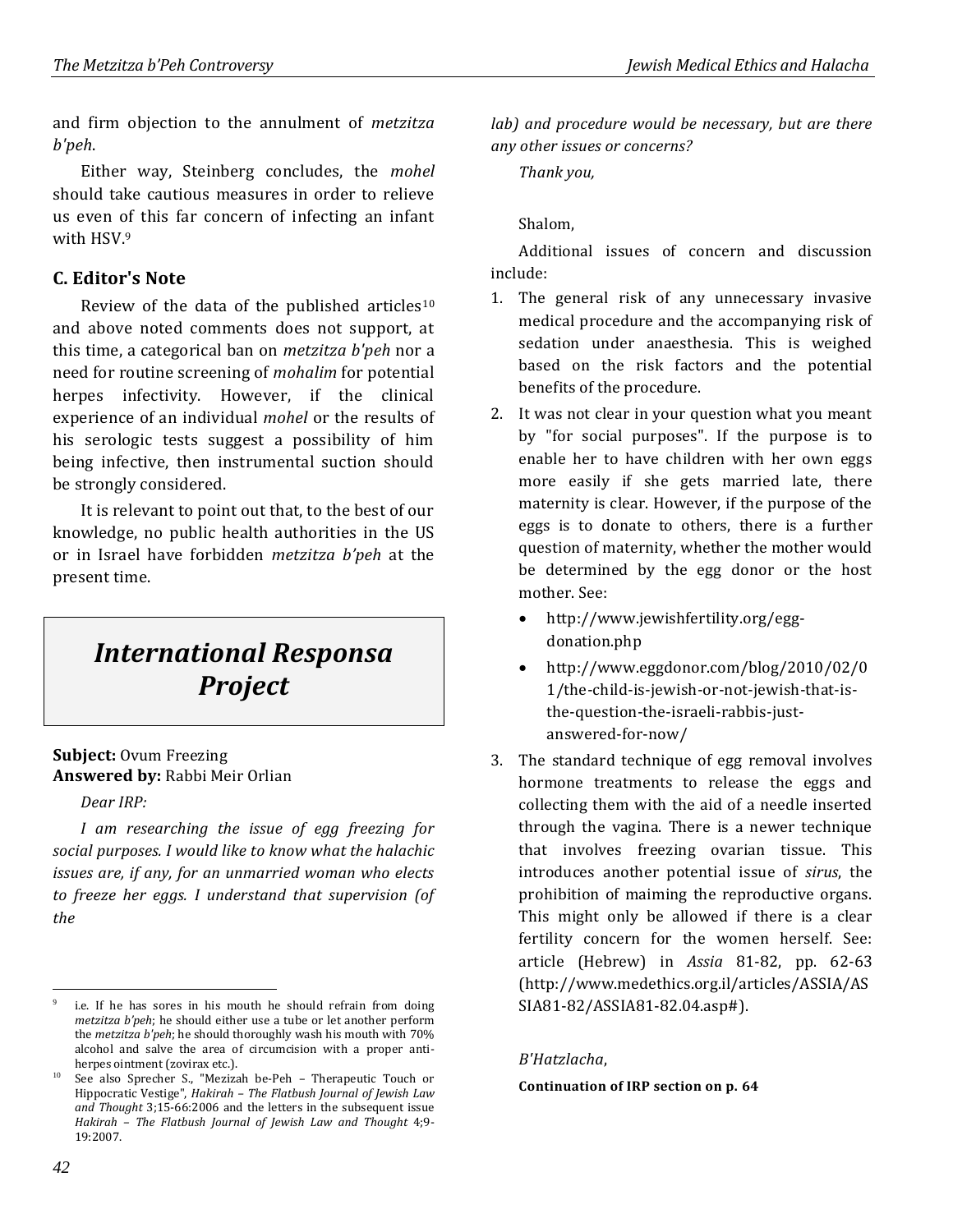and firm objection to the annulment of *metzitza b'peh*.

Either way, Steinberg concludes, the *mohel* should take cautious measures in order to relieve us even of this far concern of infecting an infant with HSV.[9]

### C. Editor's Note

Review of the data of the published articles[10] and above noted comments does not support, at this time, a categorical ban on *metzitza b'peh* nor a need for routine screening of *mohalim* for potential herpes infectivity. However, if the clinical experience of an individual *mohel* or the results of his serologic tests suggest a possibility of him being infective, then instrumental suction should be strongly considered.

It is relevant to point out that, to the best of our knowledge, no public health authorities in the US or in Israel have forbidden *metzitza b'peh* at the present time.

# *International Responsa Project*

**Subject:** Ovum Freezing
**Answered by:** Rabbi Meir Orlian

*Dear IRP:*

*I am researching the issue of egg freezing for social purposes. I would like to know what the halachic issues are, if any, for an unmarried woman who elects to freeze her eggs. I understand that supervision (of the lab) and procedure would be necessary, but are there any other issues or concerns?*

*Thank you,*

Shalom,

Additional issues of concern and discussion include:

1. The general risk of any unnecessary invasive medical procedure and the accompanying risk of sedation under anaesthesia. This is weighed based on the risk factors and the potential benefits of the procedure.
2. It was not clear in your question what you meant by "for social purposes". If the purpose is to enable her to have children with her own eggs more easily if she gets married late, there maternity is clear. However, if the purpose of the eggs is to donate to others, there is a further question of maternity, whether the mother would be determined by the egg donor or the host mother. See:
   - http://www.jewishfertility.org/egg-donation.php
   - http://www.eggdonor.com/blog/2010/02/01/the-child-is-jewish-or-not-jewish-that-is-the-question-the-israeli-rabbis-just-answered-for-now/
3. The standard technique of egg removal involves hormone treatments to release the eggs and collecting them with the aid of a needle inserted through the vagina. There is a newer technique that involves freezing ovarian tissue. This introduces another potential issue of *sirus*, the prohibition of maiming the reproductive organs. This might only be allowed if there is a clear fertility concern for the women herself. See: article (Hebrew) in *Assia* 81-82, pp. 62-63 (http://www.medethics.org.il/articles/ASSIA/ASSIA81-82/ASSIA81-82.04.asp#).

*B'Hatzlacha*,

**Continuation of IRP section on p. 64**

---

[9] i.e. If he has sores in his mouth he should refrain from doing *metzitza b'peh*; he should either use a tube or let another perform the *metzitza b'peh*; he should thoroughly wash his mouth with 70% alcohol and salve the area of circumcision with a proper anti-herpes ointment (zovirax etc.).

[10] See also Sprecher S., "Mezizah be-Peh – Therapeutic Touch or Hippocratic Vestige", *Hakirah – The Flatbush Journal of Jewish Law and Thought* 3;15-66:2006 and the letters in the subsequent issue *Hakirah – The Flatbush Journal of Jewish Law and Thought* 4;9-19:2007.